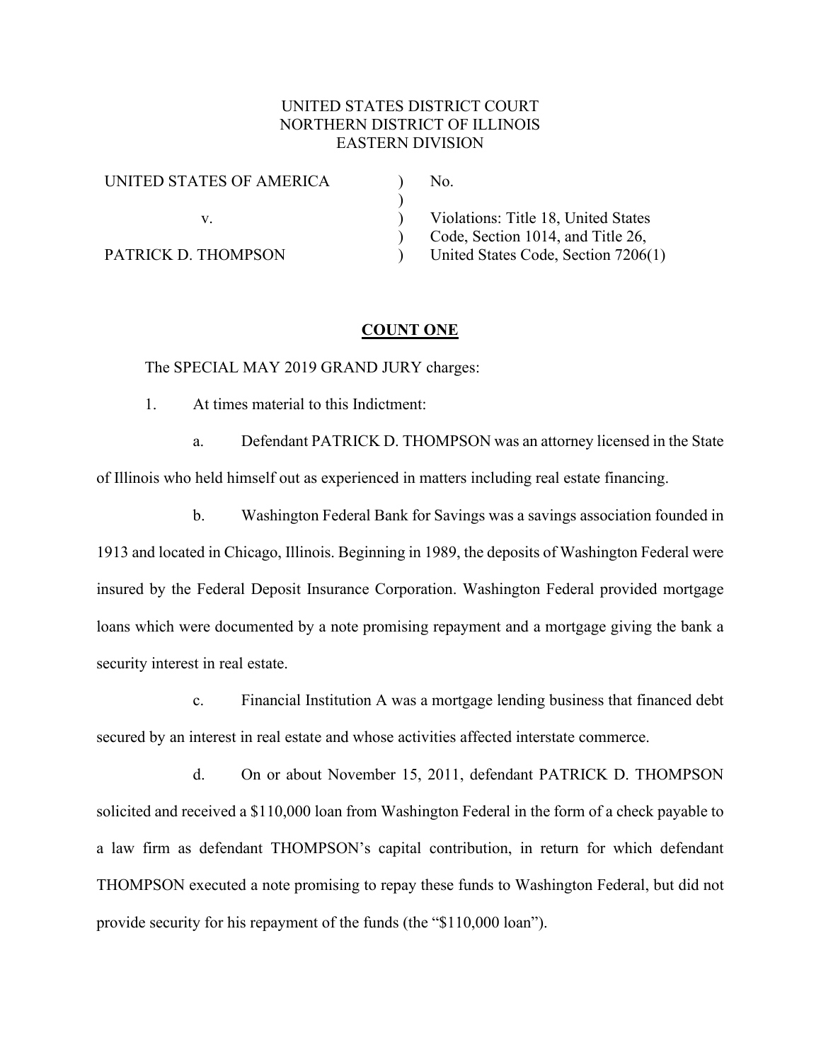UNITED STATES DISTRICT COURT
NORTHERN DISTRICT OF ILLINOIS
EASTERN DIVISION

| | | |
|---|---|---|
| UNITED STATES OF AMERICA | ) | No. |
| | ) | |
| v. | ) | Violations: Title 18, United States |
| | ) | Code, Section 1014, and Title 26, |
| PATRICK D. THOMPSON | ) | United States Code, Section 7206(1) |

## COUNT ONE

The SPECIAL MAY 2019 GRAND JURY charges:

1. At times material to this Indictment:

   a. Defendant PATRICK D. THOMPSON was an attorney licensed in the State of Illinois who held himself out as experienced in matters including real estate financing.

   b. Washington Federal Bank for Savings was a savings association founded in 1913 and located in Chicago, Illinois. Beginning in 1989, the deposits of Washington Federal were insured by the Federal Deposit Insurance Corporation. Washington Federal provided mortgage loans which were documented by a note promising repayment and a mortgage giving the bank a security interest in real estate.

   c. Financial Institution A was a mortgage lending business that financed debt secured by an interest in real estate and whose activities affected interstate commerce.

   d. On or about November 15, 2011, defendant PATRICK D. THOMPSON solicited and received a $110,000 loan from Washington Federal in the form of a check payable to a law firm as defendant THOMPSON's capital contribution, in return for which defendant THOMPSON executed a note promising to repay these funds to Washington Federal, but did not provide security for his repayment of the funds (the "$110,000 loan").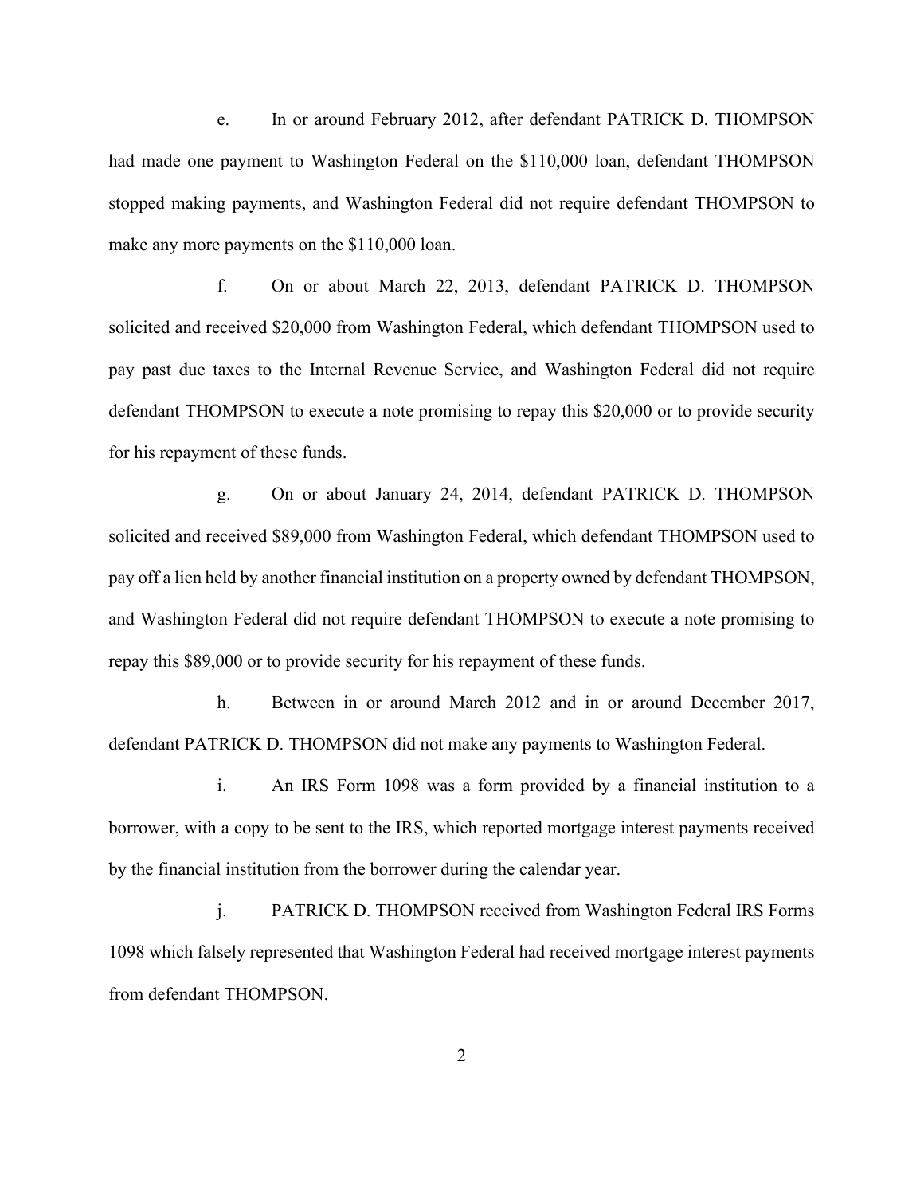e. In or around February 2012, after defendant PATRICK D. THOMPSON had made one payment to Washington Federal on the $110,000 loan, defendant THOMPSON stopped making payments, and Washington Federal did not require defendant THOMPSON to make any more payments on the $110,000 loan.

f. On or about March 22, 2013, defendant PATRICK D. THOMPSON solicited and received $20,000 from Washington Federal, which defendant THOMPSON used to pay past due taxes to the Internal Revenue Service, and Washington Federal did not require defendant THOMPSON to execute a note promising to repay this $20,000 or to provide security for his repayment of these funds.

g. On or about January 24, 2014, defendant PATRICK D. THOMPSON solicited and received $89,000 from Washington Federal, which defendant THOMPSON used to pay off a lien held by another financial institution on a property owned by defendant THOMPSON, and Washington Federal did not require defendant THOMPSON to execute a note promising to repay this $89,000 or to provide security for his repayment of these funds.

h. Between in or around March 2012 and in or around December 2017, defendant PATRICK D. THOMPSON did not make any payments to Washington Federal.

i. An IRS Form 1098 was a form provided by a financial institution to a borrower, with a copy to be sent to the IRS, which reported mortgage interest payments received by the financial institution from the borrower during the calendar year.

j. PATRICK D. THOMPSON received from Washington Federal IRS Forms 1098 which falsely represented that Washington Federal had received mortgage interest payments from defendant THOMPSON.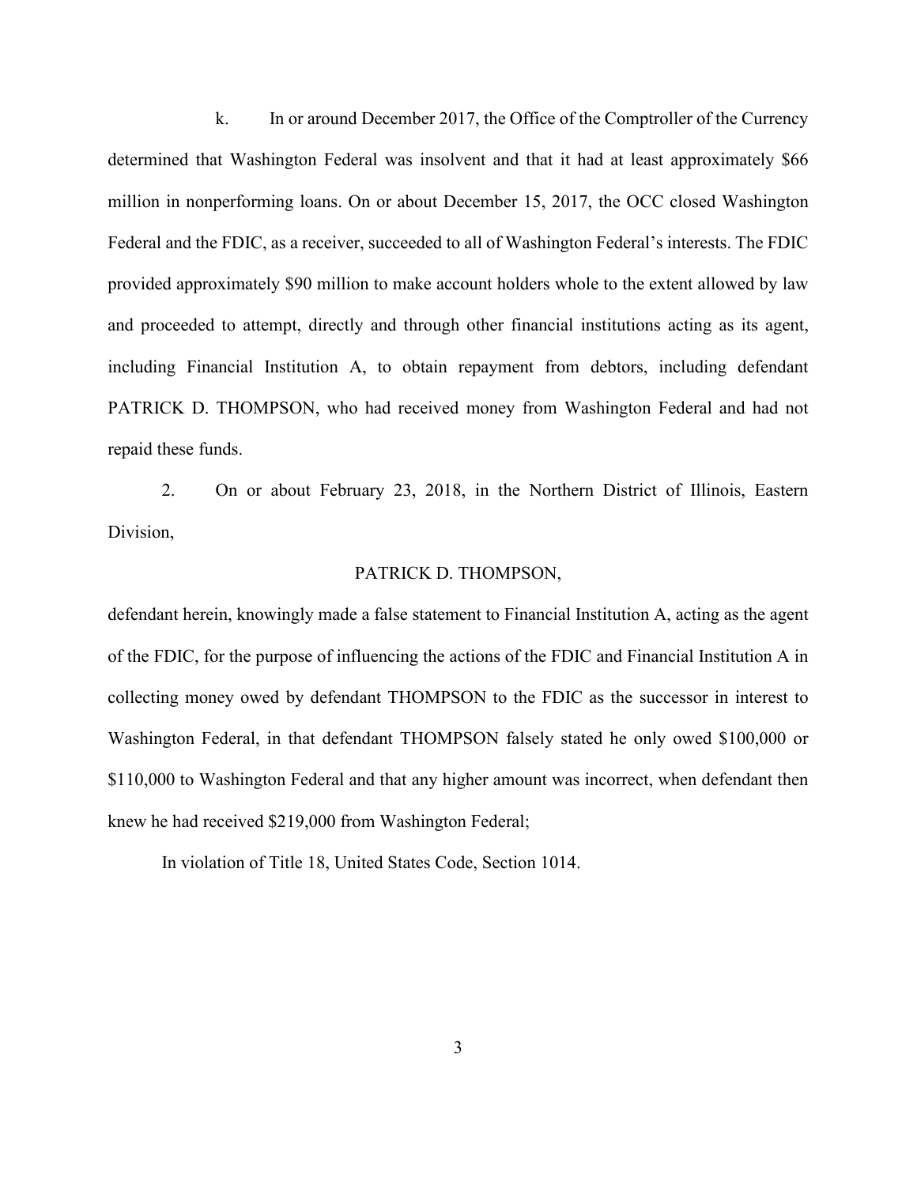k. In or around December 2017, the Office of the Comptroller of the Currency determined that Washington Federal was insolvent and that it had at least approximately $66 million in nonperforming loans. On or about December 15, 2017, the OCC closed Washington Federal and the FDIC, as a receiver, succeeded to all of Washington Federal's interests. The FDIC provided approximately $90 million to make account holders whole to the extent allowed by law and proceeded to attempt, directly and through other financial institutions acting as its agent, including Financial Institution A, to obtain repayment from debtors, including defendant PATRICK D. THOMPSON, who had received money from Washington Federal and had not repaid these funds.

2. On or about February 23, 2018, in the Northern District of Illinois, Eastern Division,

PATRICK D. THOMPSON,

defendant herein, knowingly made a false statement to Financial Institution A, acting as the agent of the FDIC, for the purpose of influencing the actions of the FDIC and Financial Institution A in collecting money owed by defendant THOMPSON to the FDIC as the successor in interest to Washington Federal, in that defendant THOMPSON falsely stated he only owed $100,000 or $110,000 to Washington Federal and that any higher amount was incorrect, when defendant then knew he had received $219,000 from Washington Federal;

In violation of Title 18, United States Code, Section 1014.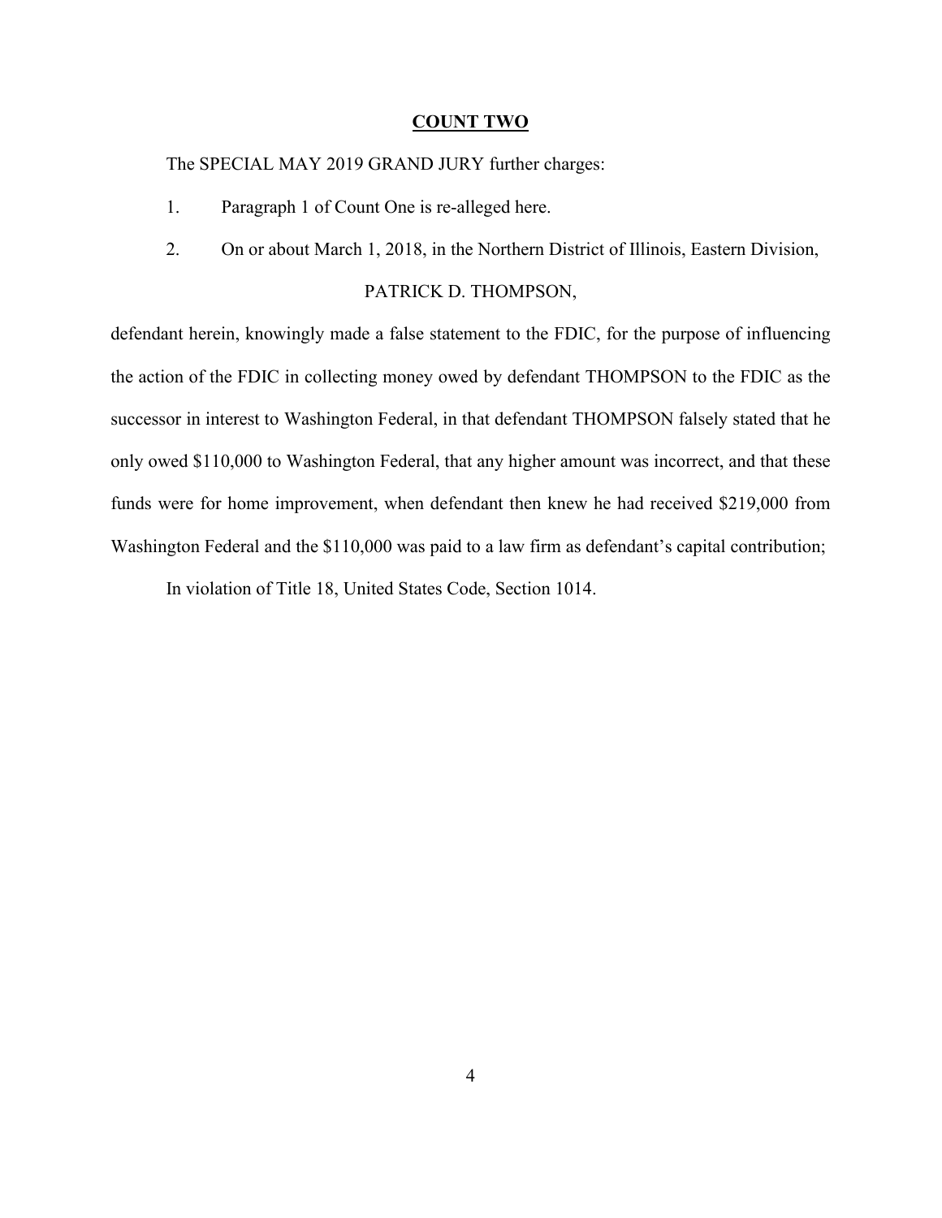**COUNT TWO**

The SPECIAL MAY 2019 GRAND JURY further charges:

1. Paragraph 1 of Count One is re-alleged here.

2. On or about March 1, 2018, in the Northern District of Illinois, Eastern Division,

PATRICK D. THOMPSON,

defendant herein, knowingly made a false statement to the FDIC, for the purpose of influencing the action of the FDIC in collecting money owed by defendant THOMPSON to the FDIC as the successor in interest to Washington Federal, in that defendant THOMPSON falsely stated that he only owed $110,000 to Washington Federal, that any higher amount was incorrect, and that these funds were for home improvement, when defendant then knew he had received $219,000 from Washington Federal and the $110,000 was paid to a law firm as defendant's capital contribution;

In violation of Title 18, United States Code, Section 1014.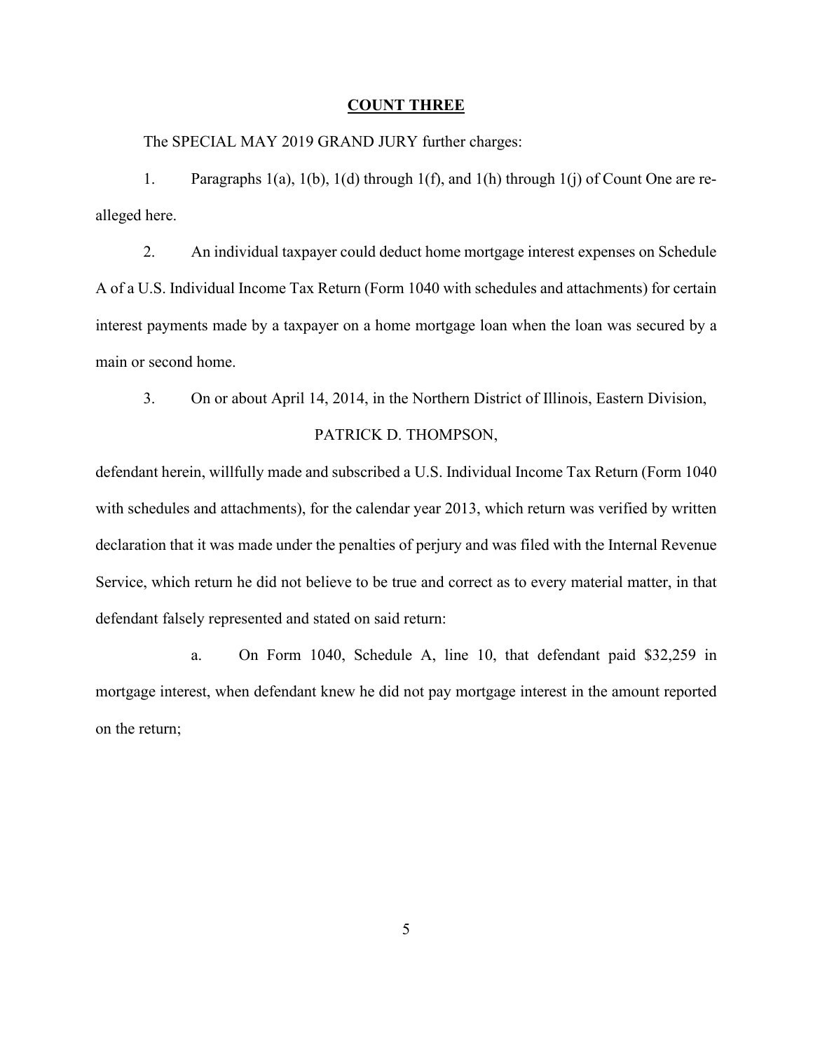**COUNT THREE**

The SPECIAL MAY 2019 GRAND JURY further charges:

1. Paragraphs 1(a), 1(b), 1(d) through 1(f), and 1(h) through 1(j) of Count One are re-alleged here.

2. An individual taxpayer could deduct home mortgage interest expenses on Schedule A of a U.S. Individual Income Tax Return (Form 1040 with schedules and attachments) for certain interest payments made by a taxpayer on a home mortgage loan when the loan was secured by a main or second home.

3. On or about April 14, 2014, in the Northern District of Illinois, Eastern Division,

PATRICK D. THOMPSON,

defendant herein, willfully made and subscribed a U.S. Individual Income Tax Return (Form 1040 with schedules and attachments), for the calendar year 2013, which return was verified by written declaration that it was made under the penalties of perjury and was filed with the Internal Revenue Service, which return he did not believe to be true and correct as to every material matter, in that defendant falsely represented and stated on said return:

a. On Form 1040, Schedule A, line 10, that defendant paid $32,259 in mortgage interest, when defendant knew he did not pay mortgage interest in the amount reported on the return;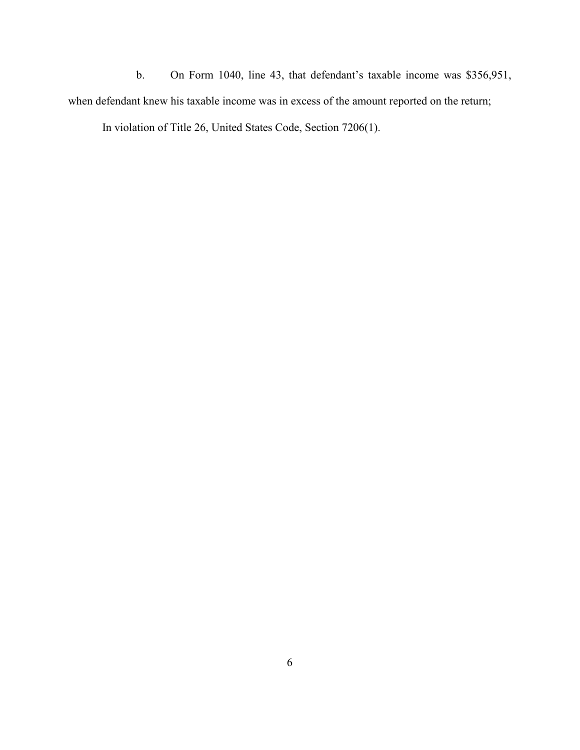b. On Form 1040, line 43, that defendant's taxable income was $356,951, when defendant knew his taxable income was in excess of the amount reported on the return;

In violation of Title 26, United States Code, Section 7206(1).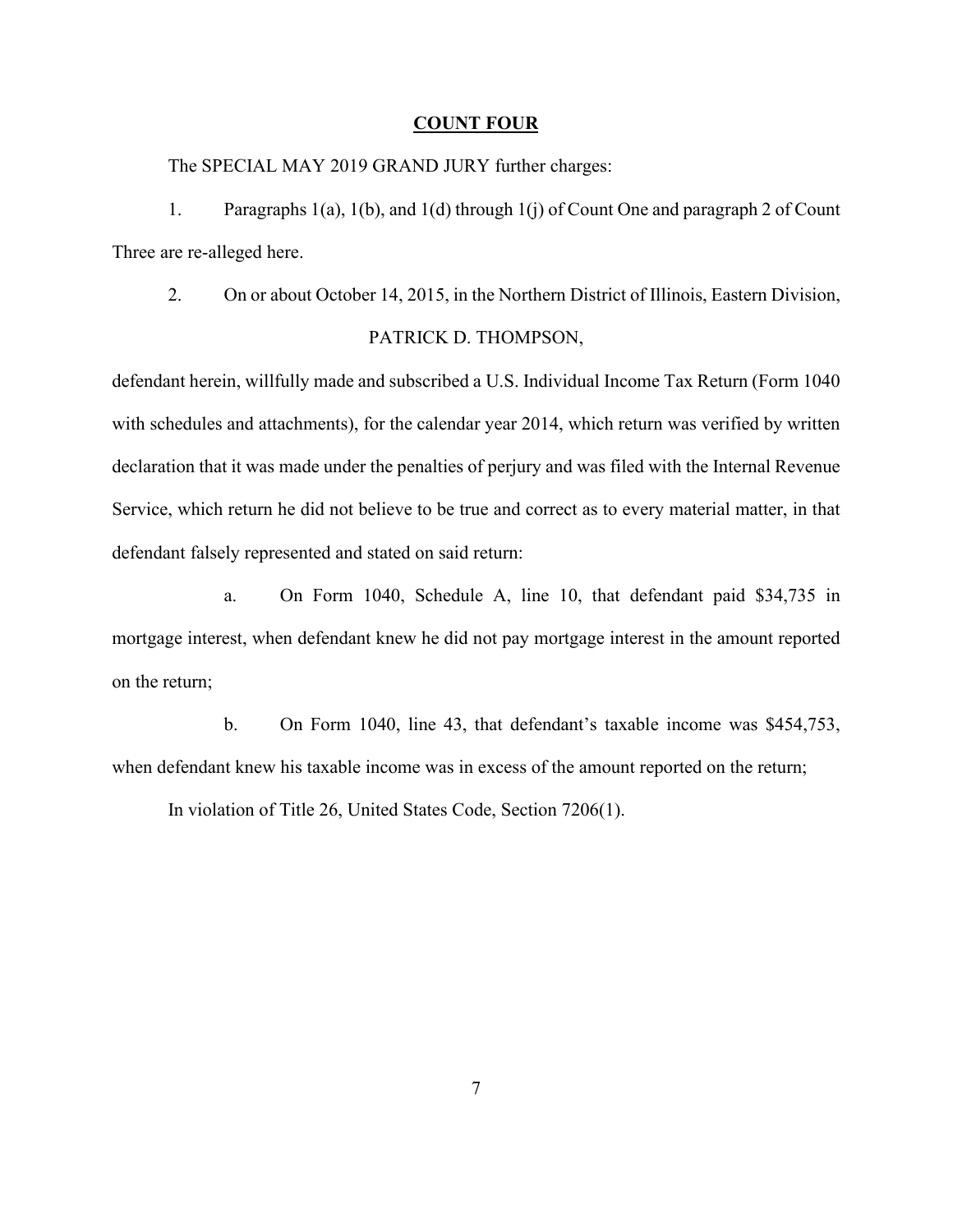## COUNT FOUR

The SPECIAL MAY 2019 GRAND JURY further charges:

1. Paragraphs 1(a), 1(b), and 1(d) through 1(j) of Count One and paragraph 2 of Count Three are re-alleged here.

2. On or about October 14, 2015, in the Northern District of Illinois, Eastern Division,

PATRICK D. THOMPSON,

defendant herein, willfully made and subscribed a U.S. Individual Income Tax Return (Form 1040 with schedules and attachments), for the calendar year 2014, which return was verified by written declaration that it was made under the penalties of perjury and was filed with the Internal Revenue Service, which return he did not believe to be true and correct as to every material matter, in that defendant falsely represented and stated on said return:

a. On Form 1040, Schedule A, line 10, that defendant paid $34,735 in mortgage interest, when defendant knew he did not pay mortgage interest in the amount reported on the return;

b. On Form 1040, line 43, that defendant's taxable income was $454,753, when defendant knew his taxable income was in excess of the amount reported on the return;

In violation of Title 26, United States Code, Section 7206(1).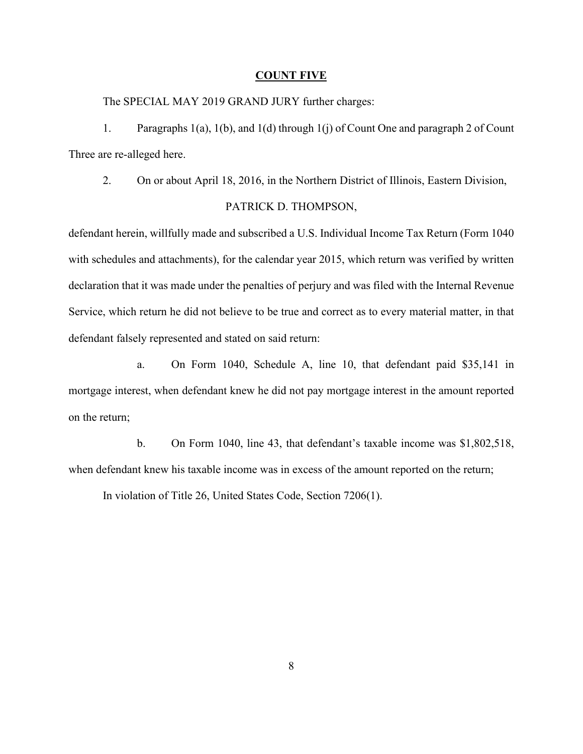**COUNT FIVE**

The SPECIAL MAY 2019 GRAND JURY further charges:

1. Paragraphs 1(a), 1(b), and 1(d) through 1(j) of Count One and paragraph 2 of Count Three are re-alleged here.

2. On or about April 18, 2016, in the Northern District of Illinois, Eastern Division,

PATRICK D. THOMPSON,

defendant herein, willfully made and subscribed a U.S. Individual Income Tax Return (Form 1040 with schedules and attachments), for the calendar year 2015, which return was verified by written declaration that it was made under the penalties of perjury and was filed with the Internal Revenue Service, which return he did not believe to be true and correct as to every material matter, in that defendant falsely represented and stated on said return:

a. On Form 1040, Schedule A, line 10, that defendant paid $35,141 in mortgage interest, when defendant knew he did not pay mortgage interest in the amount reported on the return;

b. On Form 1040, line 43, that defendant's taxable income was $1,802,518, when defendant knew his taxable income was in excess of the amount reported on the return;

In violation of Title 26, United States Code, Section 7206(1).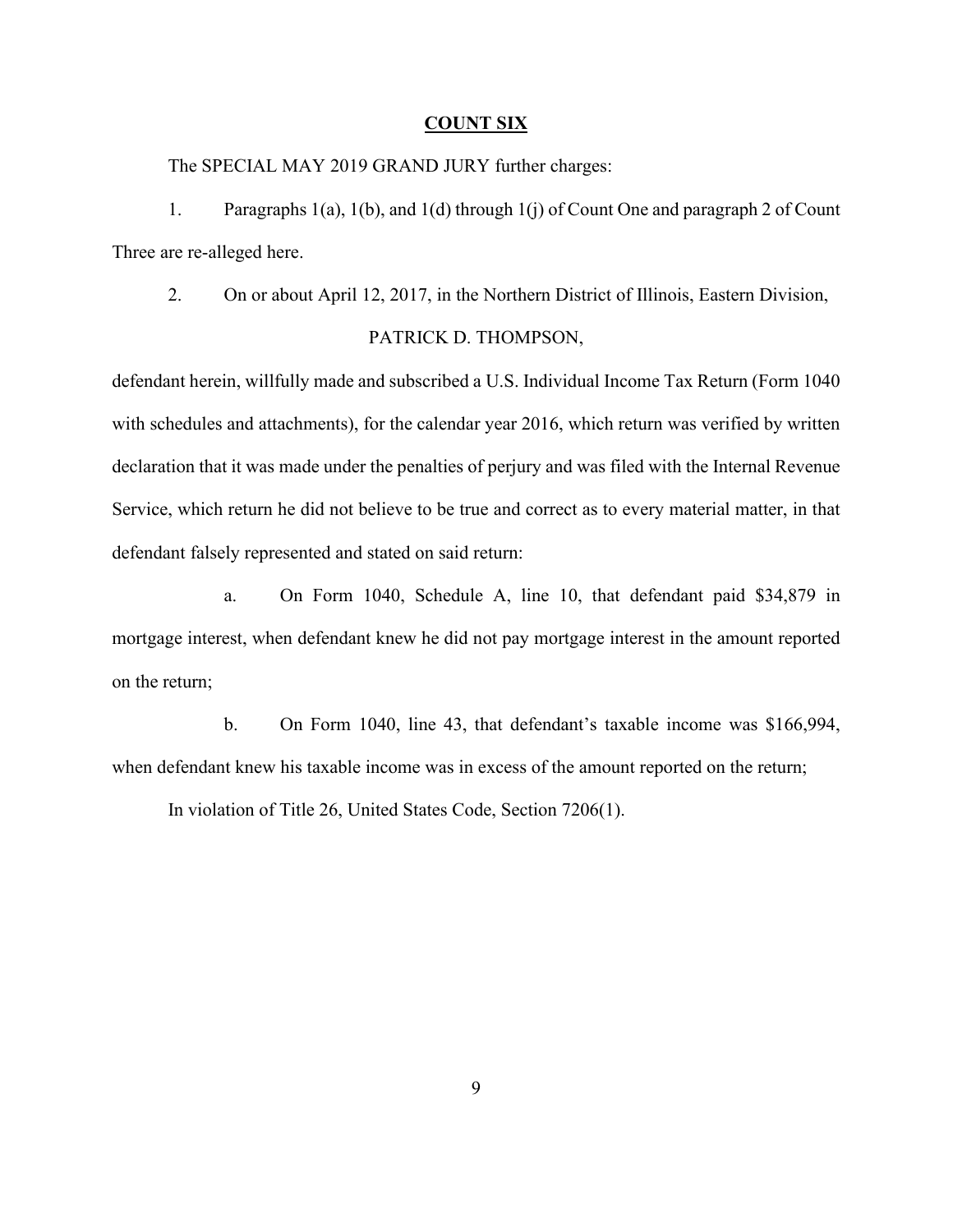**COUNT SIX**

The SPECIAL MAY 2019 GRAND JURY further charges:

1. Paragraphs 1(a), 1(b), and 1(d) through 1(j) of Count One and paragraph 2 of Count Three are re-alleged here.

2. On or about April 12, 2017, in the Northern District of Illinois, Eastern Division,

PATRICK D. THOMPSON,

defendant herein, willfully made and subscribed a U.S. Individual Income Tax Return (Form 1040 with schedules and attachments), for the calendar year 2016, which return was verified by written declaration that it was made under the penalties of perjury and was filed with the Internal Revenue Service, which return he did not believe to be true and correct as to every material matter, in that defendant falsely represented and stated on said return:

a. On Form 1040, Schedule A, line 10, that defendant paid $34,879 in mortgage interest, when defendant knew he did not pay mortgage interest in the amount reported on the return;

b. On Form 1040, line 43, that defendant's taxable income was $166,994, when defendant knew his taxable income was in excess of the amount reported on the return;

In violation of Title 26, United States Code, Section 7206(1).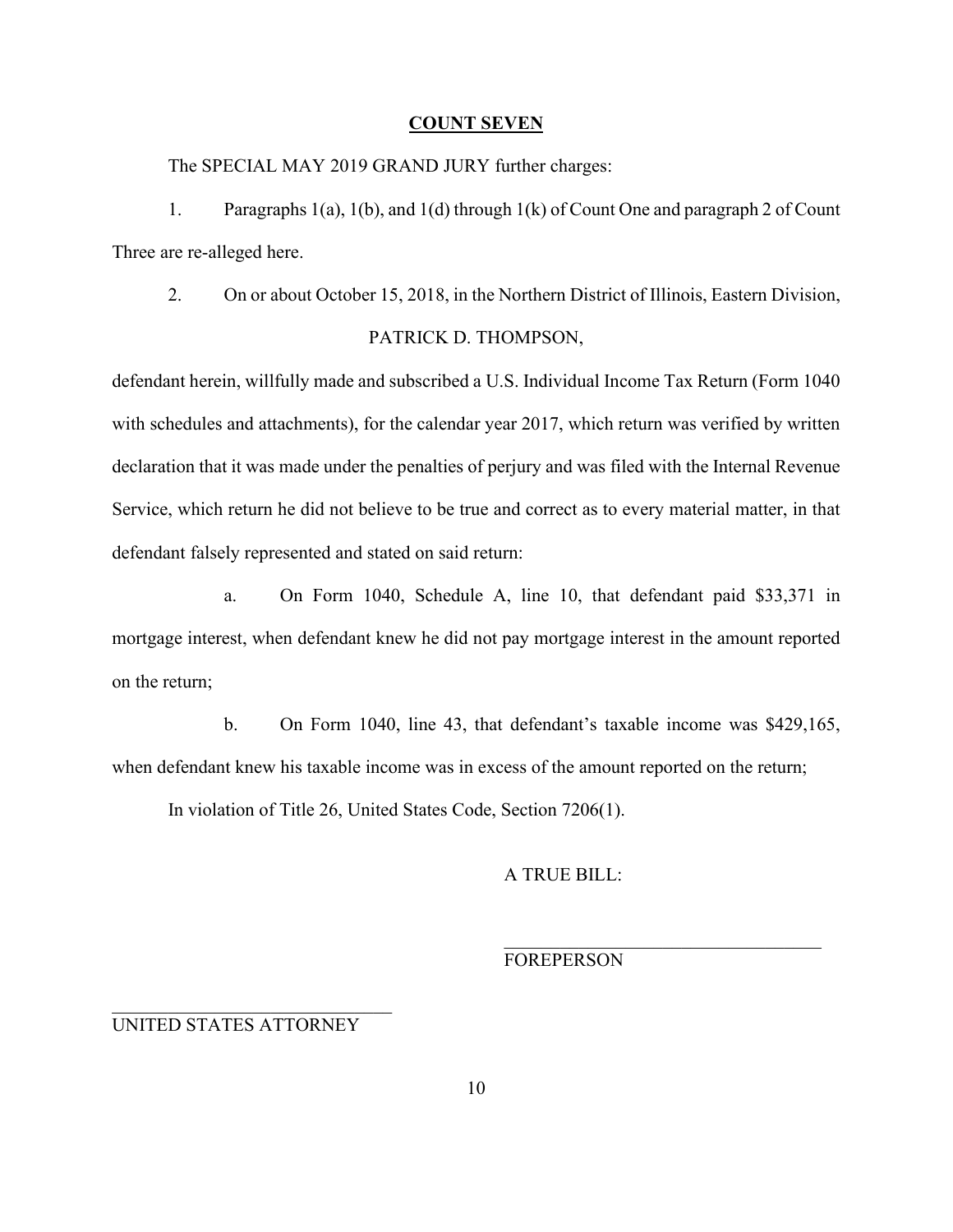**COUNT SEVEN**

The SPECIAL MAY 2019 GRAND JURY further charges:

1. Paragraphs 1(a), 1(b), and 1(d) through 1(k) of Count One and paragraph 2 of Count Three are re-alleged here.

2. On or about October 15, 2018, in the Northern District of Illinois, Eastern Division,

PATRICK D. THOMPSON,

defendant herein, willfully made and subscribed a U.S. Individual Income Tax Return (Form 1040 with schedules and attachments), for the calendar year 2017, which return was verified by written declaration that it was made under the penalties of perjury and was filed with the Internal Revenue Service, which return he did not believe to be true and correct as to every material matter, in that defendant falsely represented and stated on said return:

a. On Form 1040, Schedule A, line 10, that defendant paid $33,371 in mortgage interest, when defendant knew he did not pay mortgage interest in the amount reported on the return;

b. On Form 1040, line 43, that defendant's taxable income was $429,165, when defendant knew his taxable income was in excess of the amount reported on the return;

In violation of Title 26, United States Code, Section 7206(1).

A TRUE BILL:

\_\_\_\_\_\_\_\_\_\_\_\_\_\_\_\_\_\_\_\_\_\_\_\_\_\_\_\_\_\_\_\_\_\_\_

FOREPERSON

\_\_\_\_\_\_\_\_\_\_\_\_\_\_\_\_\_\_\_\_\_\_\_\_\_\_\_\_\_\_\_\_\_\_\_

UNITED STATES ATTORNEY